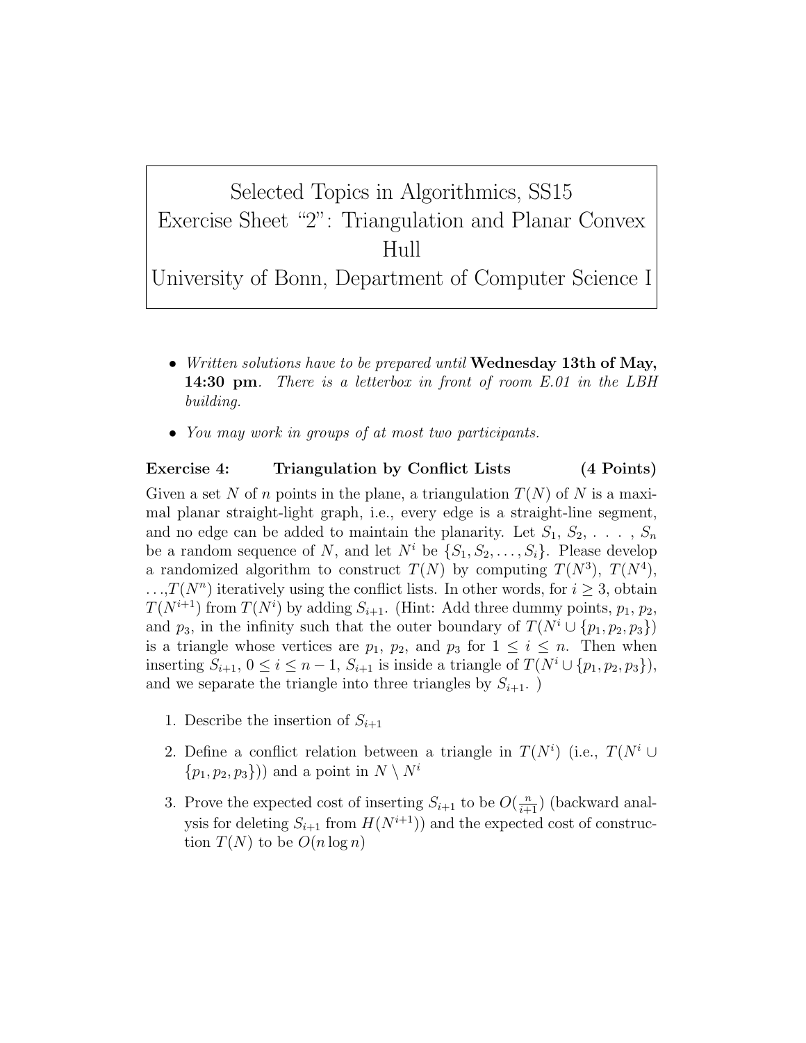# Selected Topics in Algorithmics, SS15
# Exercise Sheet "2": Triangulation and Planar Convex Hull
# University of Bonn, Department of Computer Science I

- *Written solutions have to be prepared until* **Wednesday 13th of May, 14:30 pm**. *There is a letterbox in front of room E.01 in the LBH building.*
- *You may work in groups of at most two participants.*

**Exercise 4: Triangulation by Conflict Lists (4 Points)**

Given a set $N$ of $n$ points in the plane, a triangulation $T(N)$ of $N$ is a maximal planar straight-light graph, i.e., every edge is a straight-line segment, and no edge can be added to maintain the planarity. Let $S_1, S_2, \ldots, S_n$ be a random sequence of $N$, and let $N^i$ be $\{S_1, S_2, \ldots, S_i\}$. Please develop a randomized algorithm to construct $T(N)$ by computing $T(N^3)$, $T(N^4)$, $\ldots$,$T(N^n)$ iteratively using the conflict lists. In other words, for $i \geq 3$, obtain $T(N^{i+1})$ from $T(N^i)$ by adding $S_{i+1}$. (Hint: Add three dummy points, $p_1$, $p_2$, and $p_3$, in the infinity such that the outer boundary of $T(N^i \cup \{p_1, p_2, p_3\})$ is a triangle whose vertices are $p_1$, $p_2$, and $p_3$ for $1 \leq i \leq n$. Then when inserting $S_{i+1}$, $0 \leq i \leq n-1$, $S_{i+1}$ is inside a triangle of $T(N^i \cup \{p_1, p_2, p_3\})$, and we separate the triangle into three triangles by $S_{i+1}$. )

1. Describe the insertion of $S_{i+1}$
2. Define a conflict relation between a triangle in $T(N^i)$ (i.e., $T(N^i \cup \{p_1, p_2, p_3\})$) and a point in $N \setminus N^i$
3. Prove the expected cost of inserting $S_{i+1}$ to be $O(\frac{n}{i+1})$ (backward analysis for deleting $S_{i+1}$ from $H(N^{i+1})$) and the expected cost of construction $T(N)$ to be $O(n \log n)$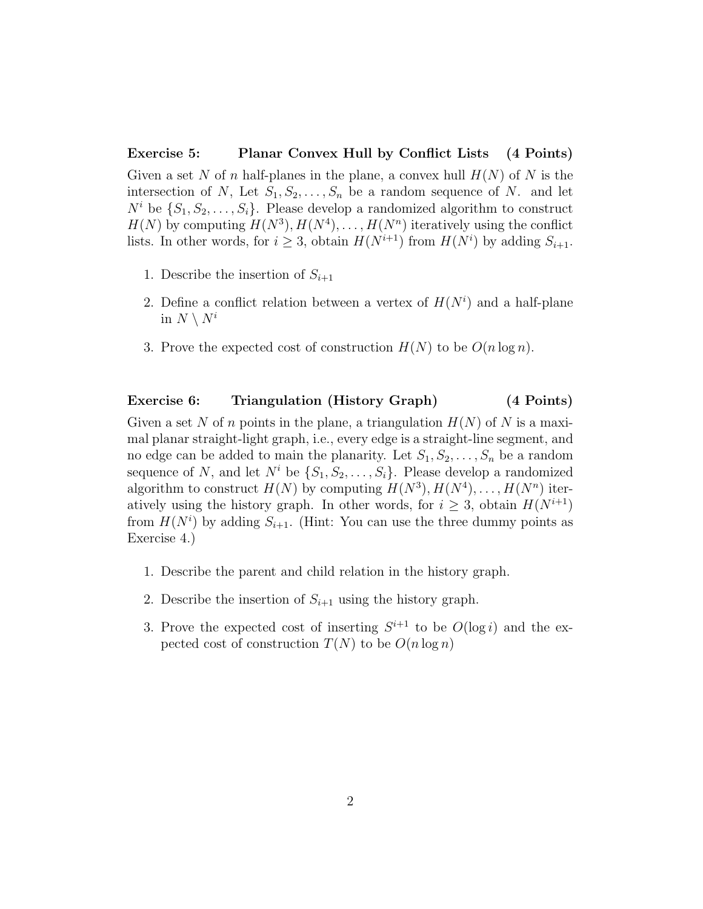**Exercise 5: Planar Convex Hull by Conflict Lists (4 Points)**

Given a set $N$ of $n$ half-planes in the plane, a convex hull $H(N)$ of $N$ is the intersection of $N$, Let $S_1, S_2, \ldots, S_n$ be a random sequence of $N$. and let $N^i$ be $\{S_1, S_2, \ldots, S_i\}$. Please develop a randomized algorithm to construct $H(N)$ by computing $H(N^3), H(N^4), \ldots, H(N^n)$ iteratively using the conflict lists. In other words, for $i \geq 3$, obtain $H(N^{i+1})$ from $H(N^i)$ by adding $S_{i+1}$.

1. Describe the insertion of $S_{i+1}$
2. Define a conflict relation between a vertex of $H(N^i)$ and a half-plane in $N \setminus N^i$
3. Prove the expected cost of construction $H(N)$ to be $O(n \log n)$.

**Exercise 6: Triangulation (History Graph) (4 Points)**

Given a set $N$ of $n$ points in the plane, a triangulation $H(N)$ of $N$ is a maximal planar straight-light graph, i.e., every edge is a straight-line segment, and no edge can be added to main the planarity. Let $S_1, S_2, \ldots, S_n$ be a random sequence of $N$, and let $N^i$ be $\{S_1, S_2, \ldots, S_i\}$. Please develop a randomized algorithm to construct $H(N)$ by computing $H(N^3), H(N^4), \ldots, H(N^n)$ iteratively using the history graph. In other words, for $i \geq 3$, obtain $H(N^{i+1})$ from $H(N^i)$ by adding $S_{i+1}$. (Hint: You can use the three dummy points as Exercise 4.)

1. Describe the parent and child relation in the history graph.
2. Describe the insertion of $S_{i+1}$ using the history graph.
3. Prove the expected cost of inserting $S^{i+1}$ to be $O(\log i)$ and the expected cost of construction $T(N)$ to be $O(n \log n)$